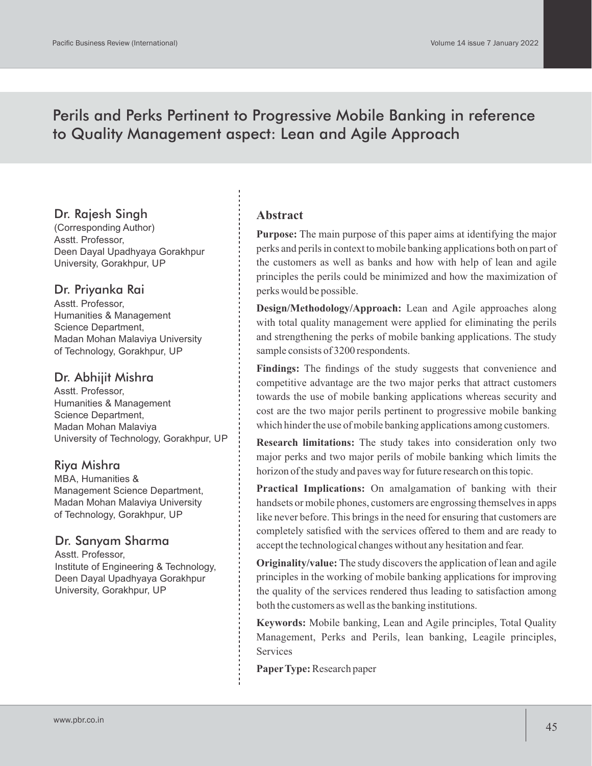# Perils and Perks Pertinent to Progressive Mobile Banking in reference to Quality Management aspect: Lean and Agile Approach

**Dr. Rajesh Singh**
(Corresponding Author)
Asstt. Professor,
Deen Dayal Upadhyaya Gorakhpur University, Gorakhpur, UP

**Dr. Priyanka Rai**
Asstt. Professor,
Humanities & Management Science Department,
Madan Mohan Malaviya University of Technology, Gorakhpur, UP

**Dr. Abhijit Mishra**
Asstt. Professor,
Humanities & Management Science Department,
Madan Mohan Malaviya University of Technology, Gorakhpur, UP

**Riya Mishra**
MBA, Humanities & Management Science Department,
Madan Mohan Malaviya University of Technology, Gorakhpur, UP

**Dr. Sanyam Sharma**
Asstt. Professor,
Institute of Engineering & Technology,
Deen Dayal Upadhyaya Gorakhpur University, Gorakhpur, UP

## Abstract

**Purpose:** The main purpose of this paper aims at identifying the major perks and perils in context to mobile banking applications both on part of the customers as well as banks and how with help of lean and agile principles the perils could be minimized and how the maximization of perks would be possible.

**Design/Methodology/Approach:** Lean and Agile approaches along with total quality management were applied for eliminating the perils and strengthening the perks of mobile banking applications. The study sample consists of 3200 respondents.

**Findings:** The findings of the study suggests that convenience and competitive advantage are the two major perks that attract customers towards the use of mobile banking applications whereas security and cost are the two major perils pertinent to progressive mobile banking which hinder the use of mobile banking applications among customers.

**Research limitations:** The study takes into consideration only two major perks and two major perils of mobile banking which limits the horizon of the study and paves way for future research on this topic.

**Practical Implications:** On amalgamation of banking with their handsets or mobile phones, customers are engrossing themselves in apps like never before. This brings in the need for ensuring that customers are completely satisfied with the services offered to them and are ready to accept the technological changes without any hesitation and fear.

**Originality/value:** The study discovers the application of lean and agile principles in the working of mobile banking applications for improving the quality of the services rendered thus leading to satisfaction among both the customers as well as the banking institutions.

**Keywords:** Mobile banking, Lean and Agile principles, Total Quality Management, Perks and Perils, lean banking, Leagile principles, Services

**Paper Type:** Research paper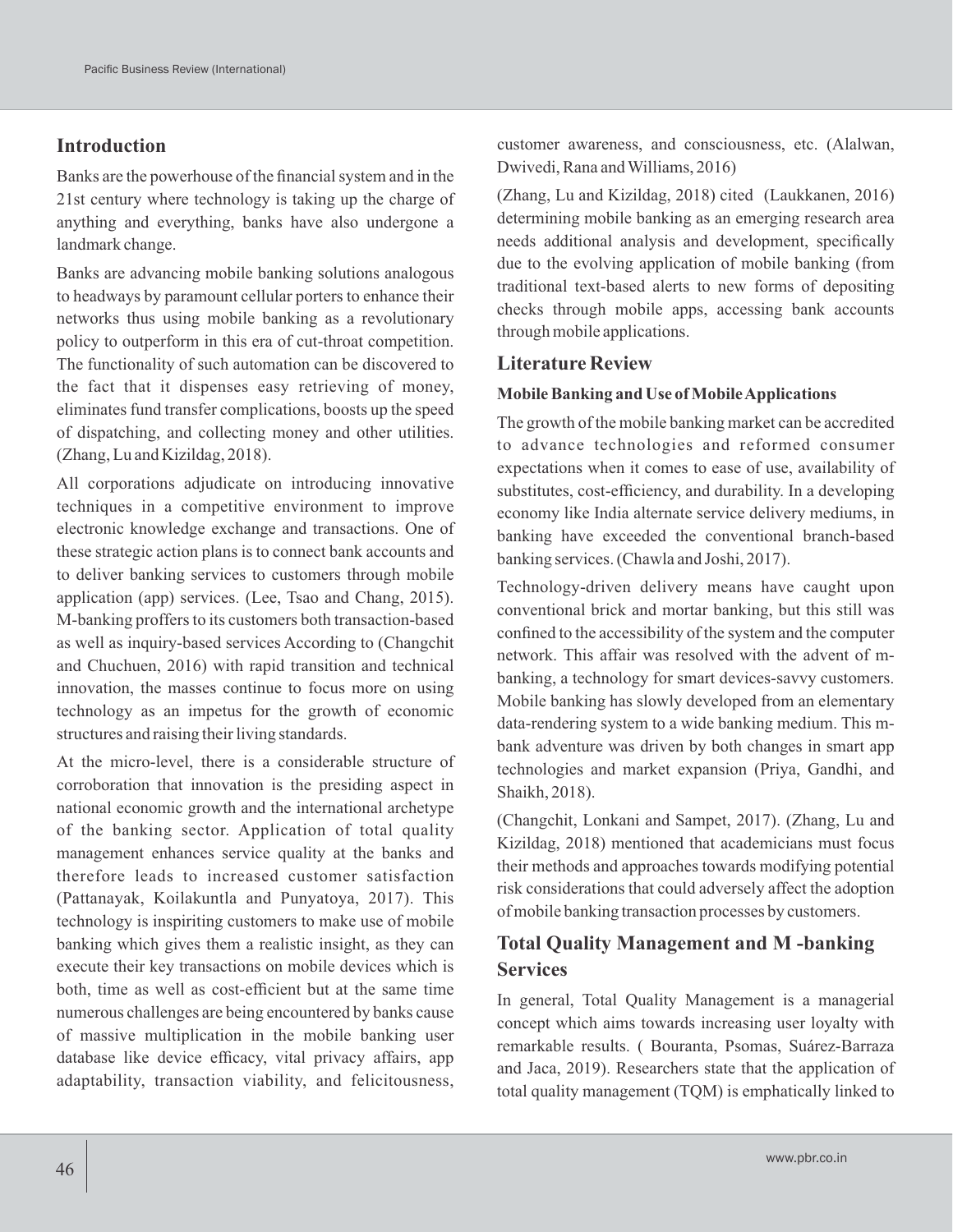## Introduction

Banks are the powerhouse of the financial system and in the 21st century where technology is taking up the charge of anything and everything, banks have also undergone a landmark change.

Banks are advancing mobile banking solutions analogous to headways by paramount cellular porters to enhance their networks thus using mobile banking as a revolutionary policy to outperform in this era of cut-throat competition. The functionality of such automation can be discovered to the fact that it dispenses easy retrieving of money, eliminates fund transfer complications, boosts up the speed of dispatching, and collecting money and other utilities. (Zhang, Lu and Kizildag, 2018).

All corporations adjudicate on introducing innovative techniques in a competitive environment to improve electronic knowledge exchange and transactions. One of these strategic action plans is to connect bank accounts and to deliver banking services to customers through mobile application (app) services. (Lee, Tsao and Chang, 2015). M-banking proffers to its customers both transaction-based as well as inquiry-based services According to (Changchit and Chuchuen, 2016) with rapid transition and technical innovation, the masses continue to focus more on using technology as an impetus for the growth of economic structures and raising their living standards.

At the micro-level, there is a considerable structure of corroboration that innovation is the presiding aspect in national economic growth and the international archetype of the banking sector. Application of total quality management enhances service quality at the banks and therefore leads to increased customer satisfaction (Pattanayak, Koilakuntla and Punyatoya, 2017). This technology is inspiriting customers to make use of mobile banking which gives them a realistic insight, as they can execute their key transactions on mobile devices which is both, time as well as cost-efficient but at the same time numerous challenges are being encountered by banks cause of massive multiplication in the mobile banking user database like device efficacy, vital privacy affairs, app adaptability, transaction viability, and felicitousness, customer awareness, and consciousness, etc. (Alalwan, Dwivedi, Rana and Williams, 2016)

(Zhang, Lu and Kizildag, 2018) cited (Laukkanen, 2016) determining mobile banking as an emerging research area needs additional analysis and development, specifically due to the evolving application of mobile banking (from traditional text-based alerts to new forms of depositing checks through mobile apps, accessing bank accounts through mobile applications.

## Literature Review

### Mobile Banking and Use of Mobile Applications

The growth of the mobile banking market can be accredited to advance technologies and reformed consumer expectations when it comes to ease of use, availability of substitutes, cost-efficiency, and durability. In a developing economy like India alternate service delivery mediums, in banking have exceeded the conventional branch-based banking services. (Chawla and Joshi, 2017).

Technology-driven delivery means have caught upon conventional brick and mortar banking, but this still was confined to the accessibility of the system and the computer network. This affair was resolved with the advent of m-banking, a technology for smart devices-savvy customers. Mobile banking has slowly developed from an elementary data-rendering system to a wide banking medium. This m-bank adventure was driven by both changes in smart app technologies and market expansion (Priya, Gandhi, and Shaikh, 2018).

(Changchit, Lonkani and Sampet, 2017). (Zhang, Lu and Kizildag, 2018) mentioned that academicians must focus their methods and approaches towards modifying potential risk considerations that could adversely affect the adoption of mobile banking transaction processes by customers.

## Total Quality Management and M -banking Services

In general, Total Quality Management is a managerial concept which aims towards increasing user loyalty with remarkable results. ( Bouranta, Psomas, Suárez-Barraza and Jaca, 2019). Researchers state that the application of total quality management (TQM) is emphatically linked to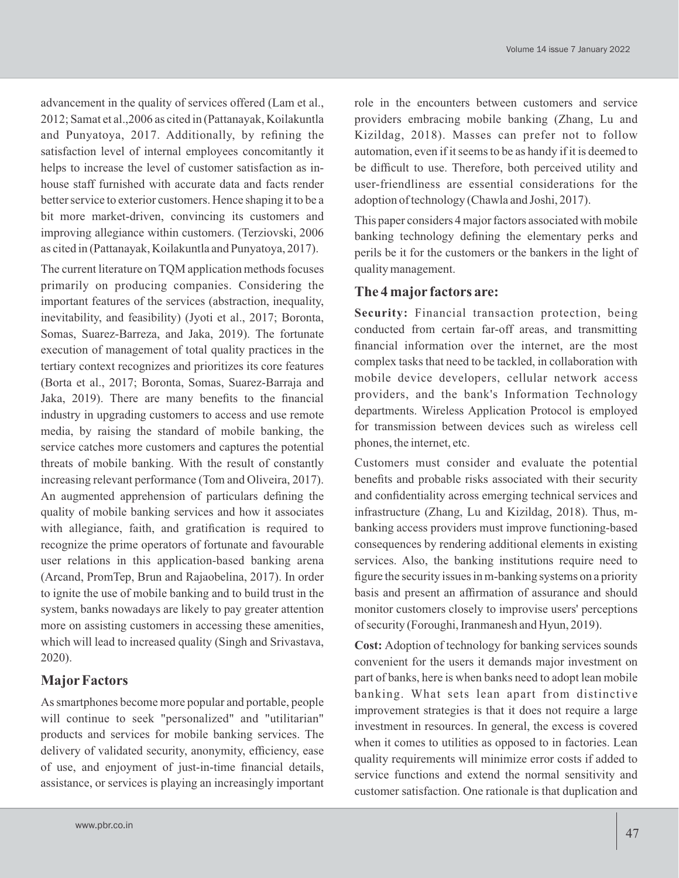advancement in the quality of services offered (Lam et al., 2012; Samat et al.,2006 as cited in (Pattanayak, Koilakuntla and Punyatoya, 2017. Additionally, by refining the satisfaction level of internal employees concomitantly it helps to increase the level of customer satisfaction as in-house staff furnished with accurate data and facts render better service to exterior customers. Hence shaping it to be a bit more market-driven, convincing its customers and improving allegiance within customers. (Terziovski, 2006 as cited in (Pattanayak, Koilakuntla and Punyatoya, 2017).

The current literature on TQM application methods focuses primarily on producing companies. Considering the important features of the services (abstraction, inequality, inevitability, and feasibility) (Jyoti et al., 2017; Boronta, Somas, Suarez-Barreza, and Jaka, 2019). The fortunate execution of management of total quality practices in the tertiary context recognizes and prioritizes its core features (Borta et al., 2017; Boronta, Somas, Suarez-Barraja and Jaka, 2019). There are many benefits to the financial industry in upgrading customers to access and use remote media, by raising the standard of mobile banking, the service catches more customers and captures the potential threats of mobile banking. With the result of constantly increasing relevant performance (Tom and Oliveira, 2017). An augmented apprehension of particulars defining the quality of mobile banking services and how it associates with allegiance, faith, and gratification is required to recognize the prime operators of fortunate and favourable user relations in this application-based banking arena (Arcand, PromTep, Brun and Rajaobelina, 2017). In order to ignite the use of mobile banking and to build trust in the system, banks nowadays are likely to pay greater attention more on assisting customers in accessing these amenities, which will lead to increased quality (Singh and Srivastava, 2020).

## Major Factors

As smartphones become more popular and portable, people will continue to seek "personalized" and "utilitarian" products and services for mobile banking services. The delivery of validated security, anonymity, efficiency, ease of use, and enjoyment of just-in-time financial details, assistance, or services is playing an increasingly important role in the encounters between customers and service providers embracing mobile banking (Zhang, Lu and Kizildag, 2018). Masses can prefer not to follow automation, even if it seems to be as handy if it is deemed to be difficult to use. Therefore, both perceived utility and user-friendliness are essential considerations for the adoption of technology (Chawla and Joshi, 2017).

This paper considers 4 major factors associated with mobile banking technology defining the elementary perks and perils be it for the customers or the bankers in the light of quality management.

### The 4 major factors are:

**Security:** Financial transaction protection, being conducted from certain far-off areas, and transmitting financial information over the internet, are the most complex tasks that need to be tackled, in collaboration with mobile device developers, cellular network access providers, and the bank's Information Technology departments. Wireless Application Protocol is employed for transmission between devices such as wireless cell phones, the internet, etc.

Customers must consider and evaluate the potential benefits and probable risks associated with their security and confidentiality across emerging technical services and infrastructure (Zhang, Lu and Kizildag, 2018). Thus, m-banking access providers must improve functioning-based consequences by rendering additional elements in existing services. Also, the banking institutions require need to figure the security issues in m-banking systems on a priority basis and present an affirmation of assurance and should monitor customers closely to improvise users' perceptions of security (Foroughi, Iranmanesh and Hyun, 2019).

**Cost:** Adoption of technology for banking services sounds convenient for the users it demands major investment on part of banks, here is when banks need to adopt lean mobile banking. What sets lean apart from distinctive improvement strategies is that it does not require a large investment in resources. In general, the excess is covered when it comes to utilities as opposed to in factories. Lean quality requirements will minimize error costs if added to service functions and extend the normal sensitivity and customer satisfaction. One rationale is that duplication and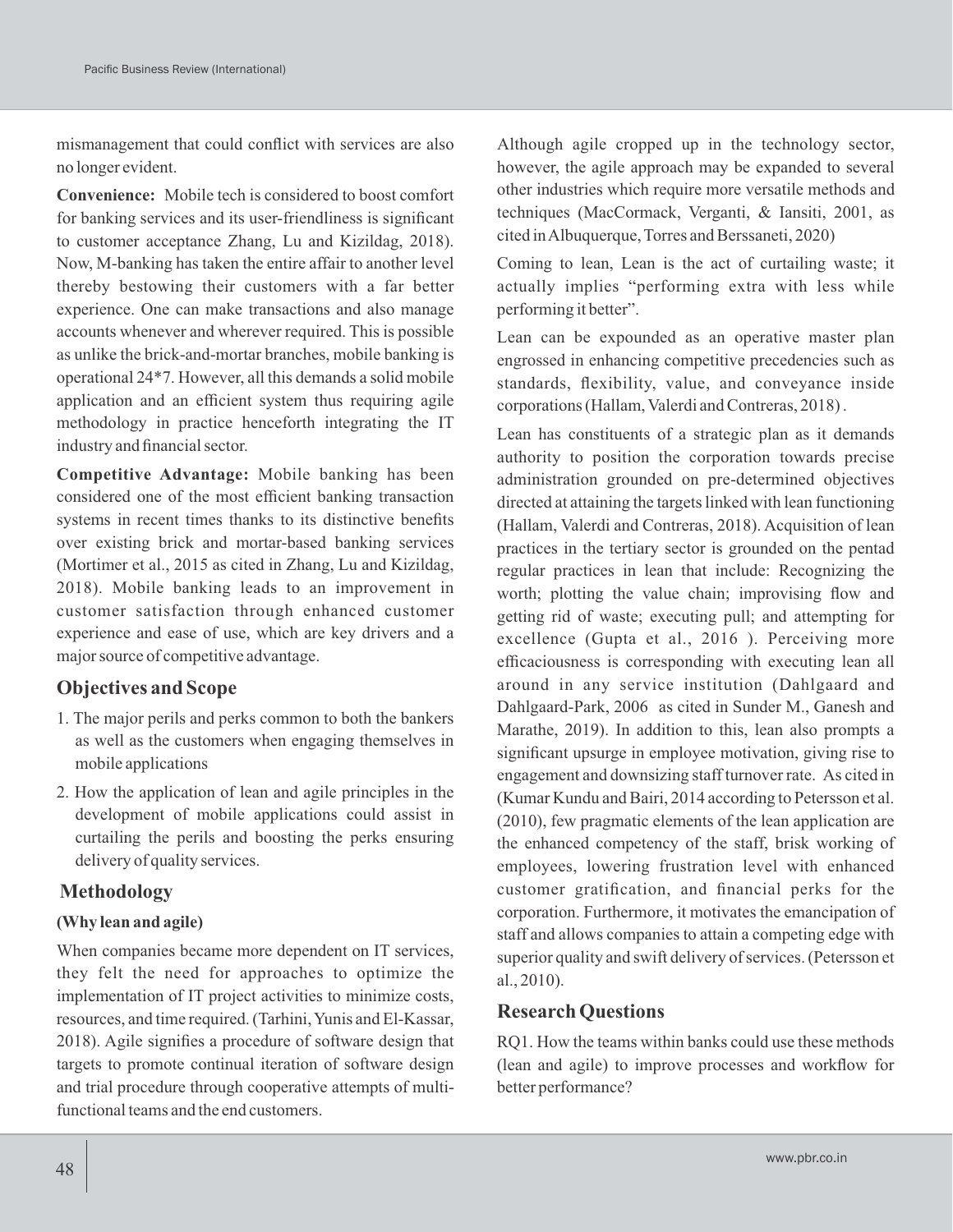mismanagement that could conflict with services are also no longer evident.

**Convenience:** Mobile tech is considered to boost comfort for banking services and its user-friendliness is significant to customer acceptance Zhang, Lu and Kizildag, 2018). Now, M-banking has taken the entire affair to another level thereby bestowing their customers with a far better experience. One can make transactions and also manage accounts whenever and wherever required. This is possible as unlike the brick-and-mortar branches, mobile banking is operational 24*7. However, all this demands a solid mobile application and an efficient system thus requiring agile methodology in practice henceforth integrating the IT industry and financial sector.

**Competitive Advantage:** Mobile banking has been considered one of the most efficient banking transaction systems in recent times thanks to its distinctive benefits over existing brick and mortar-based banking services (Mortimer et al., 2015 as cited in Zhang, Lu and Kizildag, 2018). Mobile banking leads to an improvement in customer satisfaction through enhanced customer experience and ease of use, which are key drivers and a major source of competitive advantage.

## Objectives and Scope

1. The major perils and perks common to both the bankers as well as the customers when engaging themselves in mobile applications
2. How the application of lean and agile principles in the development of mobile applications could assist in curtailing the perils and boosting the perks ensuring delivery of quality services.

## Methodology

### (Why lean and agile)

When companies became more dependent on IT services, they felt the need for approaches to optimize the implementation of IT project activities to minimize costs, resources, and time required. (Tarhini, Yunis and El-Kassar, 2018). Agile signifies a procedure of software design that targets to promote continual iteration of software design and trial procedure through cooperative attempts of multi-functional teams and the end customers.

Although agile cropped up in the technology sector, however, the agile approach may be expanded to several other industries which require more versatile methods and techniques (MacCormack, Verganti, & Iansiti, 2001, as cited in Albuquerque, Torres and Berssaneti, 2020)

Coming to lean, Lean is the act of curtailing waste; it actually implies "performing extra with less while performing it better".

Lean can be expounded as an operative master plan engrossed in enhancing competitive precedencies such as standards, flexibility, value, and conveyance inside corporations (Hallam, Valerdi and Contreras, 2018) .

Lean has constituents of a strategic plan as it demands authority to position the corporation towards precise administration grounded on pre-determined objectives directed at attaining the targets linked with lean functioning (Hallam, Valerdi and Contreras, 2018). Acquisition of lean practices in the tertiary sector is grounded on the pentad regular practices in lean that include: Recognizing the worth; plotting the value chain; improvising flow and getting rid of waste; executing pull; and attempting for excellence (Gupta et al., 2016 ). Perceiving more efficaciousness is corresponding with executing lean all around in any service institution (Dahlgaard and Dahlgaard-Park, 2006 as cited in Sunder M., Ganesh and Marathe, 2019). In addition to this, lean also prompts a significant upsurge in employee motivation, giving rise to engagement and downsizing staff turnover rate. As cited in (Kumar Kundu and Bairi, 2014 according to Petersson et al. (2010), few pragmatic elements of the lean application are the enhanced competency of the staff, brisk working of employees, lowering frustration level with enhanced customer gratification, and financial perks for the corporation. Furthermore, it motivates the emancipation of staff and allows companies to attain a competing edge with superior quality and swift delivery of services. (Petersson et al., 2010).

## Research Questions

RQ1. How the teams within banks could use these methods (lean and agile) to improve processes and workflow for better performance?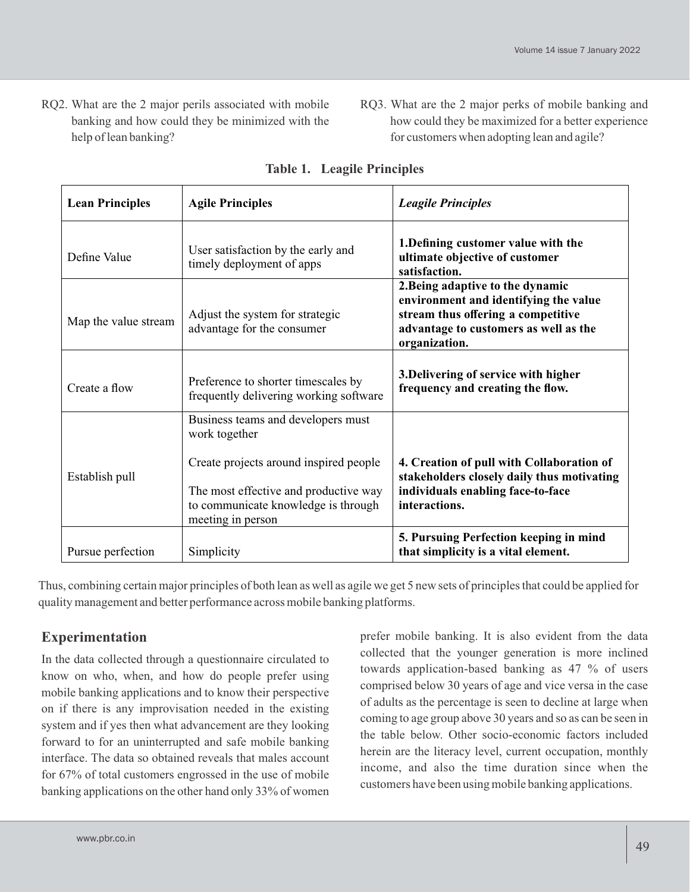RQ2. What are the 2 major perils associated with mobile banking and how could they be minimized with the help of lean banking?

RQ3. What are the 2 major perks of mobile banking and how could they be maximized for a better experience for customers when adopting lean and agile?

**Table 1. Leagile Principles**

| **Lean Principles** | **Agile Principles** | ***Leagile Principles*** |
|---|---|---|
| Define Value | User satisfaction by the early and timely deployment of apps | **1.Defining customer value with the ultimate objective of customer satisfaction.** |
| Map the value stream | Adjust the system for strategic advantage for the consumer | **2.Being adaptive to the dynamic environment and identifying the value stream thus offering a competitive advantage to customers as well as the organization.** |
| Create a flow | Preference to shorter timescales by frequently delivering working software | **3.Delivering of service with higher frequency and creating the flow.** |
| Establish pull | Business teams and developers must work together<br><br>Create projects around inspired people<br><br>The most effective and productive way to communicate knowledge is through meeting in person | **4. Creation of pull with Collaboration of stakeholders closely daily thus motivating individuals enabling face-to-face interactions.** |
| Pursue perfection | Simplicity | **5. Pursuing Perfection keeping in mind that simplicity is a vital element.** |

Thus, combining certain major principles of both lean as well as agile we get 5 new sets of principles that could be applied for quality management and better performance across mobile banking platforms.

## Experimentation

In the data collected through a questionnaire circulated to know on who, when, and how do people prefer using mobile banking applications and to know their perspective on if there is any improvisation needed in the existing system and if yes then what advancement are they looking forward to for an uninterrupted and safe mobile banking interface. The data so obtained reveals that males account for 67% of total customers engrossed in the use of mobile banking applications on the other hand only 33% of women prefer mobile banking. It is also evident from the data collected that the younger generation is more inclined towards application-based banking as 47 % of users comprised below 30 years of age and vice versa in the case of adults as the percentage is seen to decline at large when coming to age group above 30 years and so as can be seen in the table below. Other socio-economic factors included herein are the literacy level, current occupation, monthly income, and also the time duration since when the customers have been using mobile banking applications.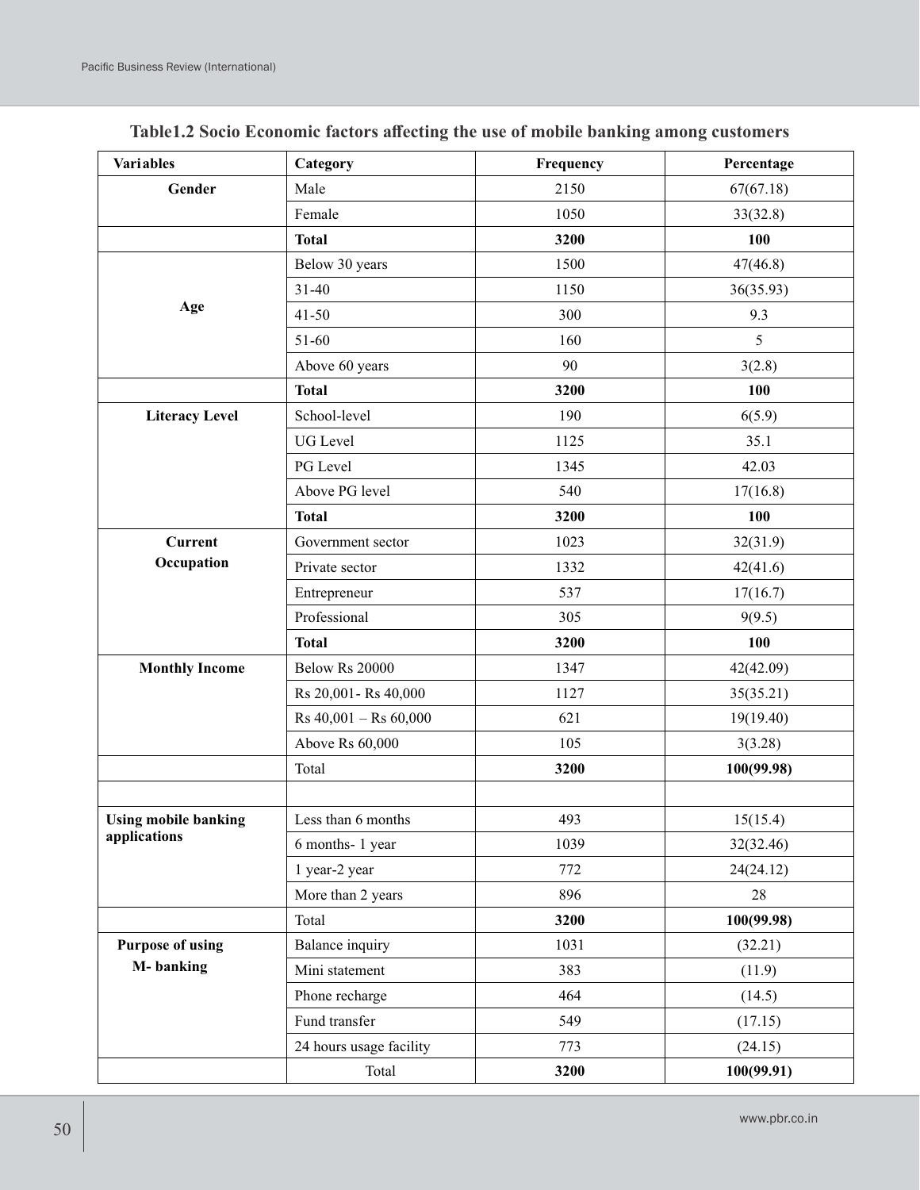**Table1.2 Socio Economic factors affecting the use of mobile banking among customers**

| Variables | Category | Frequency | Percentage |
|---|---|---|---|
| **Gender** | Male | 2150 | 67(67.18) |
| | Female | 1050 | 33(32.8) |
| | **Total** | **3200** | **100** |
| **Age** | Below 30 years | 1500 | 47(46.8) |
| | 31-40 | 1150 | 36(35.93) |
| | 41-50 | 300 | 9.3 |
| | 51-60 | 160 | 5 |
| | Above 60 years | 90 | 3(2.8) |
| | **Total** | **3200** | **100** |
| **Literacy Level** | School-level | 190 | 6(5.9) |
| | UG Level | 1125 | 35.1 |
| | PG Level | 1345 | 42.03 |
| | Above PG level | 540 | 17(16.8) |
| | **Total** | **3200** | **100** |
| **Current Occupation** | Government sector | 1023 | 32(31.9) |
| | Private sector | 1332 | 42(41.6) |
| | Entrepreneur | 537 | 17(16.7) |
| | Professional | 305 | 9(9.5) |
| | **Total** | **3200** | **100** |
| **Monthly Income** | Below Rs 20000 | 1347 | 42(42.09) |
| | Rs 20,001- Rs 40,000 | 1127 | 35(35.21) |
| | Rs 40,001 – Rs 60,000 | 621 | 19(19.40) |
| | Above Rs 60,000 | 105 | 3(3.28) |
| | Total | **3200** | **100(99.98)** |
| | | | |
| **Using mobile banking applications** | Less than 6 months | 493 | 15(15.4) |
| | 6 months- 1 year | 1039 | 32(32.46) |
| | 1 year-2 year | 772 | 24(24.12) |
| | More than 2 years | 896 | 28 |
| | Total | **3200** | **100(99.98)** |
| **Purpose of using M- banking** | Balance inquiry | 1031 | (32.21) |
| | Mini statement | 383 | (11.9) |
| | Phone recharge | 464 | (14.5) |
| | Fund transfer | 549 | (17.15) |
| | 24 hours usage facility | 773 | (24.15) |
| | Total | **3200** | **100(99.91)** |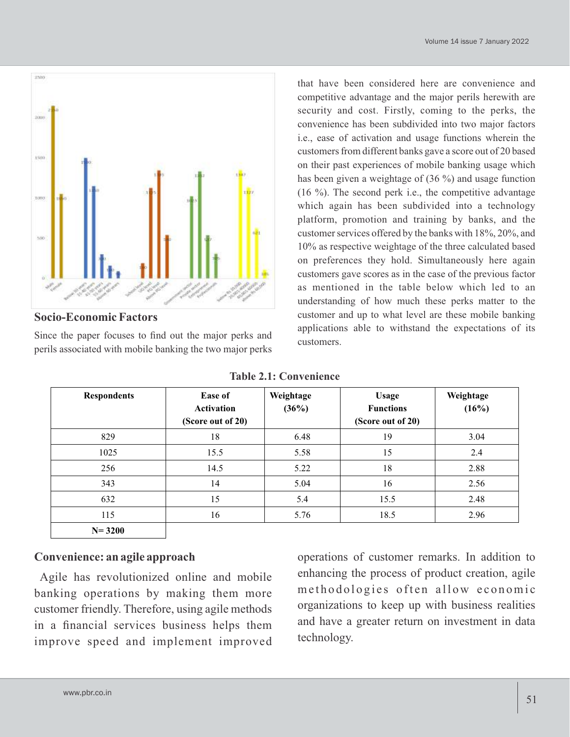## Socio-Economic Factors

Since the paper focuses to find out the major perks and perils associated with mobile banking the two major perks that have been considered here are convenience and competitive advantage and the major perils herewith are security and cost. Firstly, coming to the perks, the convenience has been subdivided into two major factors i.e., ease of activation and usage functions wherein the customers from different banks gave a score out of 20 based on their past experiences of mobile banking usage which has been given a weightage of (36 %) and usage function (16 %). The second perk i.e., the competitive advantage which again has been subdivided into a technology platform, promotion and training by banks, and the customer services offered by the banks with 18%, 20%, and 10% as respective weightage of the three calculated based on preferences they hold. Simultaneously here again customers gave scores as in the case of the previous factor as mentioned in the table below which led to an understanding of how much these perks matter to the customer and up to what level are these mobile banking applications able to withstand the expectations of its customers.

**Table 2.1: Convenience**

| Respondents | Ease of Activation (Score out of 20) | Weightage (36%) | Usage Functions (Score out of 20) | Weightage (16%) |
|---|---|---|---|---|
| 829 | 18 | 6.48 | 19 | 3.04 |
| 1025 | 15.5 | 5.58 | 15 | 2.4 |
| 256 | 14.5 | 5.22 | 18 | 2.88 |
| 343 | 14 | 5.04 | 16 | 2.56 |
| 632 | 15 | 5.4 | 15.5 | 2.48 |
| 115 | 16 | 5.76 | 18.5 | 2.96 |
| N= 3200 | | | | |

## Convenience: an agile approach

Agile has revolutionized online and mobile banking operations by making them more customer friendly. Therefore, using agile methods in a financial services business helps them improve speed and implement improved operations of customer remarks. In addition to enhancing the process of product creation, agile methodologies often allow economic organizations to keep up with business realities and have a greater return on investment in data technology.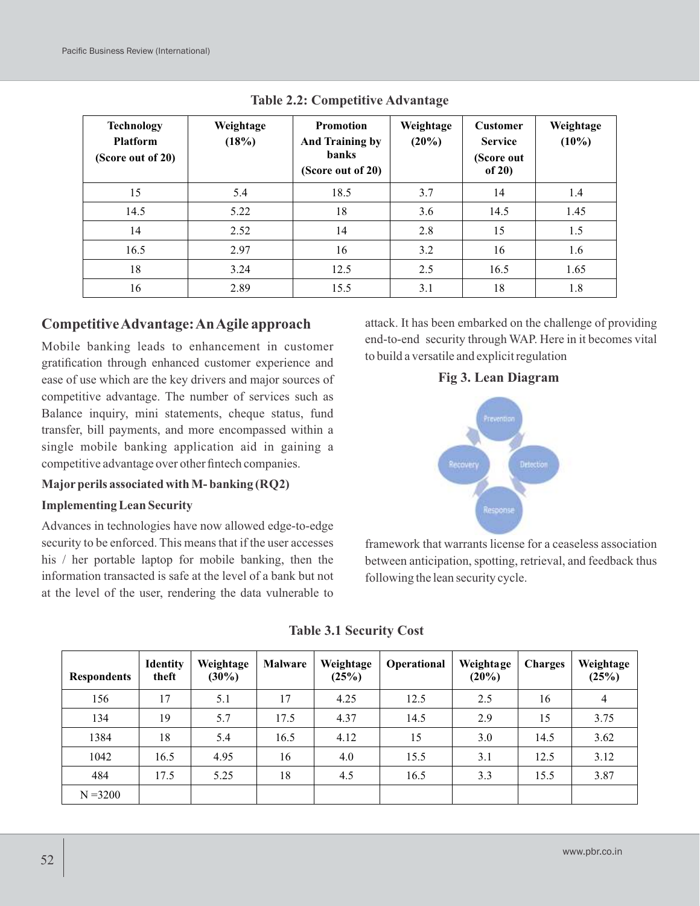**Table 2.2: Competitive Advantage**

| Technology Platform (Score out of 20) | Weightage (18%) | Promotion And Training by banks (Score out of 20) | Weightage (20%) | Customer Service (Score out of 20) | Weightage (10%) |
|---|---|---|---|---|---|
| 15 | 5.4 | 18.5 | 3.7 | 14 | 1.4 |
| 14.5 | 5.22 | 18 | 3.6 | 14.5 | 1.45 |
| 14 | 2.52 | 14 | 2.8 | 15 | 1.5 |
| 16.5 | 2.97 | 16 | 3.2 | 16 | 1.6 |
| 18 | 3.24 | 12.5 | 2.5 | 16.5 | 1.65 |
| 16 | 2.89 | 15.5 | 3.1 | 18 | 1.8 |

## Competitive Advantage: An Agile approach

Mobile banking leads to enhancement in customer gratification through enhanced customer experience and ease of use which are the key drivers and major sources of competitive advantage. The number of services such as Balance inquiry, mini statements, cheque status, fund transfer, bill payments, and more encompassed within a single mobile banking application aid in gaining a competitive advantage over other fintech companies.

### Major perils associated with M- banking (RQ2)

### Implementing Lean Security

Advances in technologies have now allowed edge-to-edge security to be enforced. This means that if the user accesses his / her portable laptop for mobile banking, then the information transacted is safe at the level of a bank but not at the level of the user, rendering the data vulnerable to attack. It has been embarked on the challenge of providing end-to-end security through WAP. Here in it becomes vital to build a versatile and explicit regulation framework that warrants license for a ceaseless association between anticipation, spotting, retrieval, and feedback thus following the lean security cycle.

**Fig 3. Lean Diagram**

**Table 3.1 Security Cost**

| Respondents | Identity theft | Weightage (30%) | Malware | Weightage (25%) | Operational | Weightage (20%) | Charges | Weightage (25%) |
|---|---|---|---|---|---|---|---|---|
| 156 | 17 | 5.1 | 17 | 4.25 | 12.5 | 2.5 | 16 | 4 |
| 134 | 19 | 5.7 | 17.5 | 4.37 | 14.5 | 2.9 | 15 | 3.75 |
| 1384 | 18 | 5.4 | 16.5 | 4.12 | 15 | 3.0 | 14.5 | 3.62 |
| 1042 | 16.5 | 4.95 | 16 | 4.0 | 15.5 | 3.1 | 12.5 | 3.12 |
| 484 | 17.5 | 5.25 | 18 | 4.5 | 16.5 | 3.3 | 15.5 | 3.87 |
| N =3200 | | | | | | | | |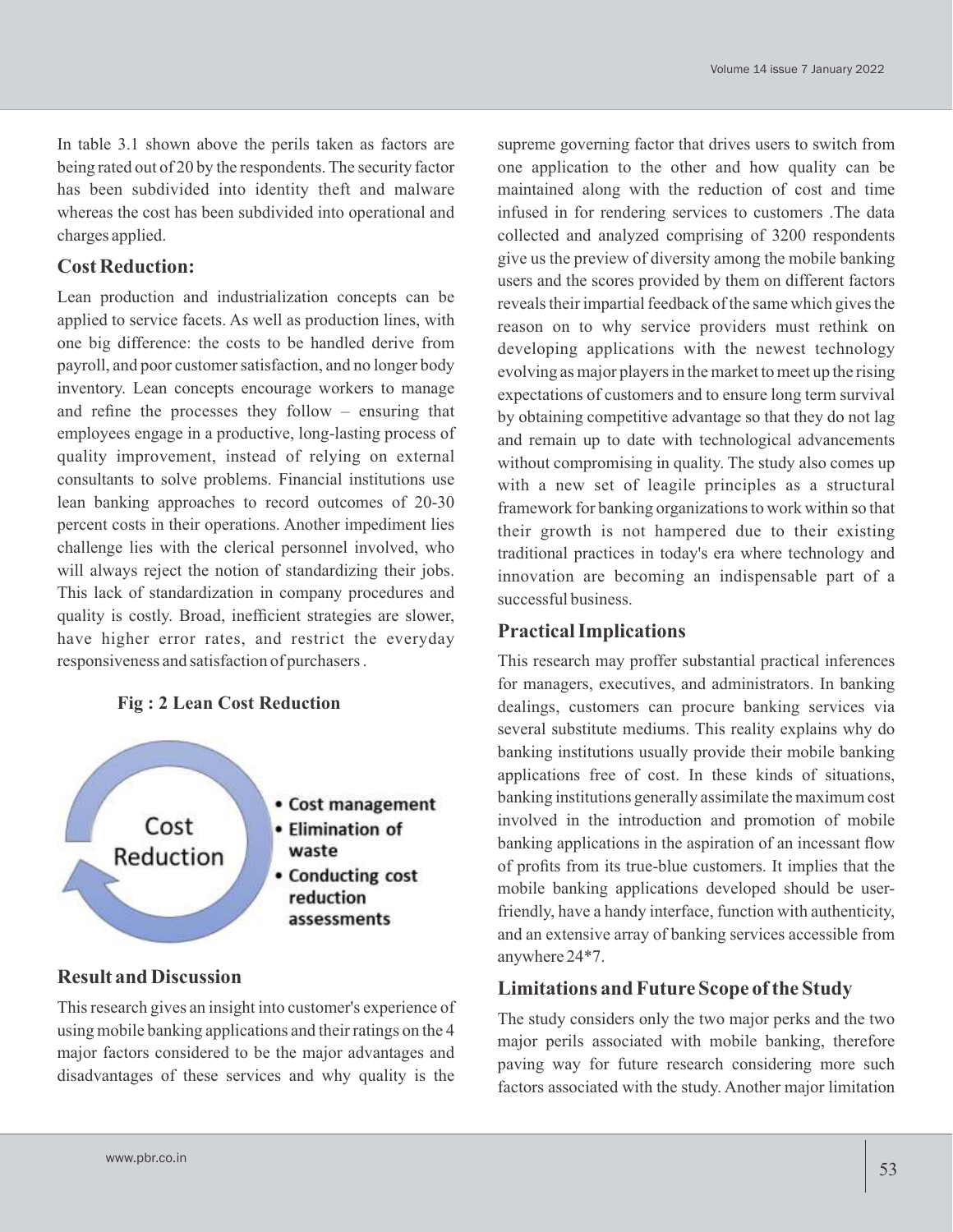In table 3.1 shown above the perils taken as factors are being rated out of 20 by the respondents. The security factor has been subdivided into identity theft and malware whereas the cost has been subdivided into operational and charges applied.

## Cost Reduction:

Lean production and industrialization concepts can be applied to service facets. As well as production lines, with one big difference: the costs to be handled derive from payroll, and poor customer satisfaction, and no longer body inventory. Lean concepts encourage workers to manage and refine the processes they follow – ensuring that employees engage in a productive, long-lasting process of quality improvement, instead of relying on external consultants to solve problems. Financial institutions use lean banking approaches to record outcomes of 20-30 percent costs in their operations. Another impediment lies challenge lies with the clerical personnel involved, who will always reject the notion of standardizing their jobs. This lack of standardization in company procedures and quality is costly. Broad, inefficient strategies are slower, have higher error rates, and restrict the everyday responsiveness and satisfaction of purchasers .

**Fig : 2 Lean Cost Reduction**

Cost Reduction

- Cost management
- Elimination of waste
- Conducting cost reduction assessments

## Result and Discussion

This research gives an insight into customer's experience of using mobile banking applications and their ratings on the 4 major factors considered to be the major advantages and disadvantages of these services and why quality is the supreme governing factor that drives users to switch from one application to the other and how quality can be maintained along with the reduction of cost and time infused in for rendering services to customers .The data collected and analyzed comprising of 3200 respondents give us the preview of diversity among the mobile banking users and the scores provided by them on different factors reveals their impartial feedback of the same which gives the reason on to why service providers must rethink on developing applications with the newest technology evolving as major players in the market to meet up the rising expectations of customers and to ensure long term survival by obtaining competitive advantage so that they do not lag and remain up to date with technological advancements without compromising in quality. The study also comes up with a new set of leagile principles as a structural framework for banking organizations to work within so that their growth is not hampered due to their existing traditional practices in today's era where technology and innovation are becoming an indispensable part of a successful business.

## Practical Implications

This research may proffer substantial practical inferences for managers, executives, and administrators. In banking dealings, customers can procure banking services via several substitute mediums. This reality explains why do banking institutions usually provide their mobile banking applications free of cost. In these kinds of situations, banking institutions generally assimilate the maximum cost involved in the introduction and promotion of mobile banking applications in the aspiration of an incessant flow of profits from its true-blue customers. It implies that the mobile banking applications developed should be user-friendly, have a handy interface, function with authenticity, and an extensive array of banking services accessible from anywhere 24*7.

## Limitations and Future Scope of the Study

The study considers only the two major perks and the two major perils associated with mobile banking, therefore paving way for future research considering more such factors associated with the study. Another major limitation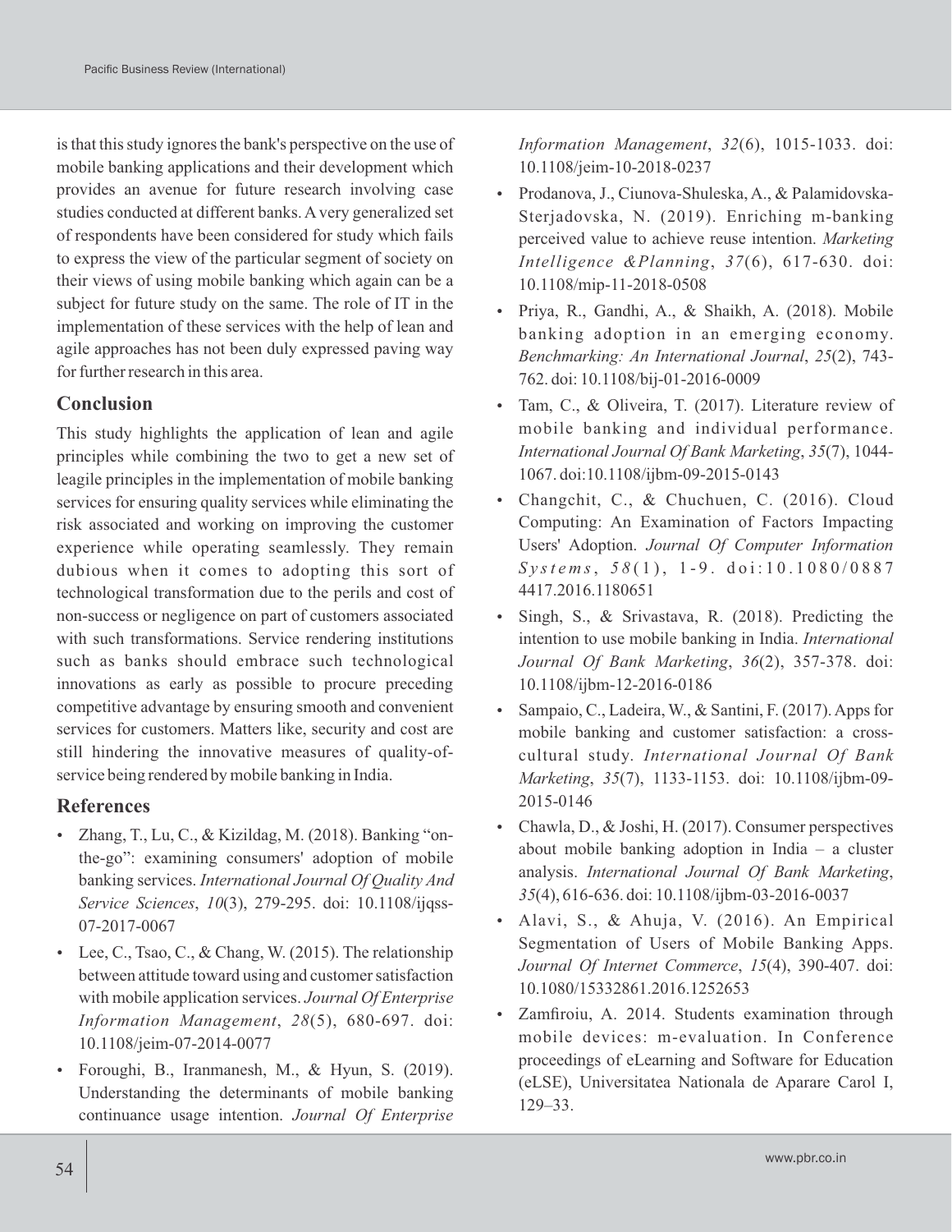is that this study ignores the bank's perspective on the use of mobile banking applications and their development which provides an avenue for future research involving case studies conducted at different banks. A very generalized set of respondents have been considered for study which fails to express the view of the particular segment of society on their views of using mobile banking which again can be a subject for future study on the same. The role of IT in the implementation of these services with the help of lean and agile approaches has not been duly expressed paving way for further research in this area.

## Conclusion

This study highlights the application of lean and agile principles while combining the two to get a new set of leagile principles in the implementation of mobile banking services for ensuring quality services while eliminating the risk associated and working on improving the customer experience while operating seamlessly. They remain dubious when it comes to adopting this sort of technological transformation due to the perils and cost of non-success or negligence on part of customers associated with such transformations. Service rendering institutions such as banks should embrace such technological innovations as early as possible to procure preceding competitive advantage by ensuring smooth and convenient services for customers. Matters like, security and cost are still hindering the innovative measures of quality-of-service being rendered by mobile banking in India.

## References

- Zhang, T., Lu, C., & Kizildag, M. (2018). Banking "on-the-go": examining consumers' adoption of mobile banking services. *International Journal Of Quality And Service Sciences*, *10*(3), 279-295. doi: 10.1108/ijqss-07-2017-0067
- Lee, C., Tsao, C., & Chang, W. (2015). The relationship between attitude toward using and customer satisfaction with mobile application services. *Journal Of Enterprise Information Management*, *28*(5), 680-697. doi: 10.1108/jeim-07-2014-0077
- Foroughi, B., Iranmanesh, M., & Hyun, S. (2019). Understanding the determinants of mobile banking continuance usage intention. *Journal Of Enterprise Information Management*, *32*(6), 1015-1033. doi: 10.1108/jeim-10-2018-0237
- Prodanova, J., Ciunova-Shuleska, A., & Palamidovska-Sterjadovska, N. (2019). Enriching m-banking perceived value to achieve reuse intention. *Marketing Intelligence &Planning*, *37*(6), 617-630. doi: 10.1108/mip-11-2018-0508
- Priya, R., Gandhi, A., & Shaikh, A. (2018). Mobile banking adoption in an emerging economy. *Benchmarking: An International Journal*, *25*(2), 743-762. doi: 10.1108/bij-01-2016-0009
- Tam, C., & Oliveira, T. (2017). Literature review of mobile banking and individual performance. *International Journal Of Bank Marketing*, *35*(7), 1044-1067. doi:10.1108/ijbm-09-2015-0143
- Changchit, C., & Chuchuen, C. (2016). Cloud Computing: An Examination of Factors Impacting Users' Adoption. *Journal Of Computer Information Systems*, *58*(1), 1-9. doi:10.1080/08874417.2016.1180651
- Singh, S., & Srivastava, R. (2018). Predicting the intention to use mobile banking in India. *International Journal Of Bank Marketing*, *36*(2), 357-378. doi: 10.1108/ijbm-12-2016-0186
- Sampaio, C., Ladeira, W., & Santini, F. (2017). Apps for mobile banking and customer satisfaction: a cross-cultural study. *International Journal Of Bank Marketing*, *35*(7), 1133-1153. doi: 10.1108/ijbm-09-2015-0146
- Chawla, D., & Joshi, H. (2017). Consumer perspectives about mobile banking adoption in India – a cluster analysis. *International Journal Of Bank Marketing*, *35*(4), 616-636. doi: 10.1108/ijbm-03-2016-0037
- Alavi, S., & Ahuja, V. (2016). An Empirical Segmentation of Users of Mobile Banking Apps. *Journal Of Internet Commerce*, *15*(4), 390-407. doi: 10.1080/15332861.2016.1252653
- Zamfiroiu, A. 2014. Students examination through mobile devices: m-evaluation. In Conference proceedings of eLearning and Software for Education (eLSE), Universitatea Nationala de Aparare Carol I, 129–33.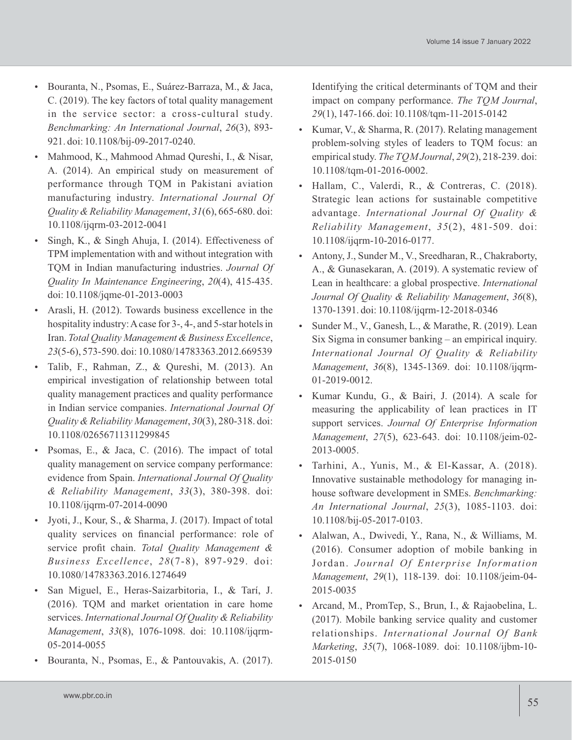- Bouranta, N., Psomas, E., Suárez-Barraza, M., & Jaca, C. (2019). The key factors of total quality management in the service sector: a cross-cultural study. *Benchmarking: An International Journal*, *26*(3), 893-921. doi: 10.1108/bij-09-2017-0240.
- Mahmood, K., Mahmood Ahmad Qureshi, I., & Nisar, A. (2014). An empirical study on measurement of performance through TQM in Pakistani aviation manufacturing industry. *International Journal Of Quality & Reliability Management*, *31*(6), 665-680. doi: 10.1108/ijqrm-03-2012-0041
- Singh, K., & Singh Ahuja, I. (2014). Effectiveness of TPM implementation with and without integration with TQM in Indian manufacturing industries. *Journal Of Quality In Maintenance Engineering*, *20*(4), 415-435. doi: 10.1108/jqme-01-2013-0003
- Arasli, H. (2012). Towards business excellence in the hospitality industry: A case for 3-, 4-, and 5-star hotels in Iran. *Total Quality Management & Business Excellence*, *23*(5-6), 573-590. doi: 10.1080/14783363.2012.669539
- Talib, F., Rahman, Z., & Qureshi, M. (2013). An empirical investigation of relationship between total quality management practices and quality performance in Indian service companies. *International Journal Of Quality & Reliability Management*, *30*(3), 280-318. doi: 10.1108/02656711311299845
- Psomas, E., & Jaca, C. (2016). The impact of total quality management on service company performance: evidence from Spain. *International Journal Of Quality & Reliability Management*, *33*(3), 380-398. doi: 10.1108/ijqrm-07-2014-0090
- Jyoti, J., Kour, S., & Sharma, J. (2017). Impact of total quality services on financial performance: role of service profit chain. *Total Quality Management & Business Excellence*, *28*(7-8), 897-929. doi: 10.1080/14783363.2016.1274649
- San Miguel, E., Heras-Saizarbitoria, I., & Tarí, J. (2016). TQM and market orientation in care home services. *International Journal Of Quality & Reliability Management*, *33*(8), 1076-1098. doi: 10.1108/ijqrm-05-2014-0055
- Bouranta, N., Psomas, E., & Pantouvakis, A. (2017). Identifying the critical determinants of TQM and their impact on company performance. *The TQM Journal*, *29*(1), 147-166. doi: 10.1108/tqm-11-2015-0142
- Kumar, V., & Sharma, R. (2017). Relating management problem-solving styles of leaders to TQM focus: an empirical study. *The TQM Journal*, *29*(2), 218-239. doi: 10.1108/tqm-01-2016-0002.
- Hallam, C., Valerdi, R., & Contreras, C. (2018). Strategic lean actions for sustainable competitive advantage. *International Journal Of Quality & Reliability Management*, *35*(2), 481-509. doi: 10.1108/ijqrm-10-2016-0177.
- Antony, J., Sunder M., V., Sreedharan, R., Chakraborty, A., & Gunasekaran, A. (2019). A systematic review of Lean in healthcare: a global prospective. *International Journal Of Quality & Reliability Management*, *36*(8), 1370-1391. doi: 10.1108/ijqrm-12-2018-0346
- Sunder M., V., Ganesh, L., & Marathe, R. (2019). Lean Six Sigma in consumer banking – an empirical inquiry. *International Journal Of Quality & Reliability Management*, *36*(8), 1345-1369. doi: 10.1108/ijqrm-01-2019-0012.
- Kumar Kundu, G., & Bairi, J. (2014). A scale for measuring the applicability of lean practices in IT support services. *Journal Of Enterprise Information Management*, *27*(5), 623-643. doi: 10.1108/jeim-02-2013-0005.
- Tarhini, A., Yunis, M., & El-Kassar, A. (2018). Innovative sustainable methodology for managing in-house software development in SMEs. *Benchmarking: An International Journal*, *25*(3), 1085-1103. doi: 10.1108/bij-05-2017-0103.
- Alalwan, A., Dwivedi, Y., Rana, N., & Williams, M. (2016). Consumer adoption of mobile banking in Jordan. *Journal Of Enterprise Information Management*, *29*(1), 118-139. doi: 10.1108/jeim-04-2015-0035
- Arcand, M., PromTep, S., Brun, I., & Rajaobelina, L. (2017). Mobile banking service quality and customer relationships. *International Journal Of Bank Marketing*, *35*(7), 1068-1089. doi: 10.1108/ijbm-10-2015-0150